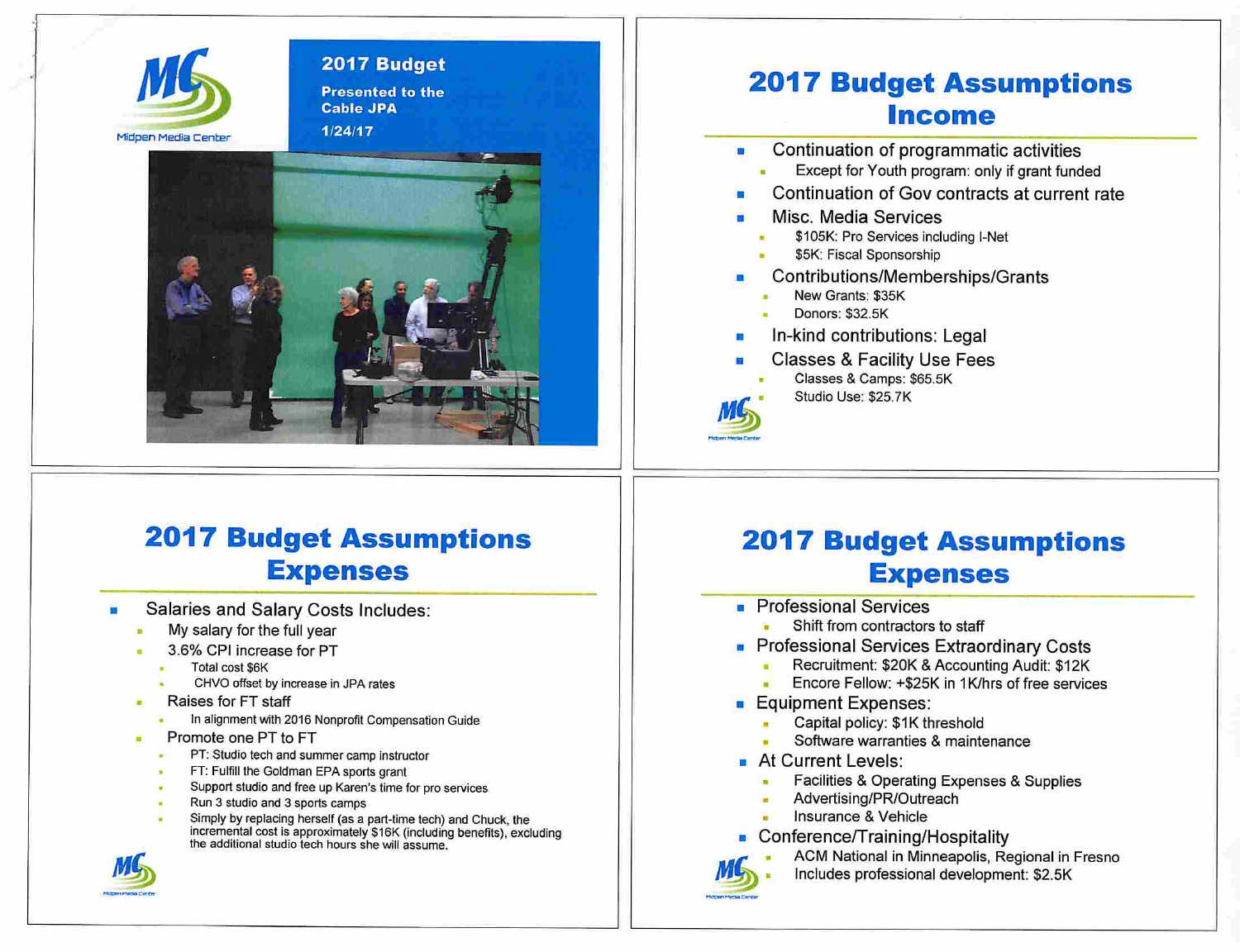Midpen Media Center

# 2017 Budget

Presented to the Cable JPA

1/24/17

## 2017 Budget Assumptions Income

- Continuation of programmatic activities
  - Except for Youth program: only if grant funded
- Continuation of Gov contracts at current rate
- Misc. Media Services
  - $105K: Pro Services including I-Net
  - $5K: Fiscal Sponsorship
- Contributions/Memberships/Grants
  - New Grants: $35K
  - Donors: $32.5K
- In-kind contributions: Legal
- Classes & Facility Use Fees
  - Classes & Camps: $65.5K
  - Studio Use: $25.7K

## 2017 Budget Assumptions Expenses

- Salaries and Salary Costs Includes:
  - My salary for the full year
  - 3.6% CPI increase for PT
    - Total cost $6K
    - CHVO offset by increase in JPA rates
  - Raises for FT staff
    - In alignment with 2016 Nonprofit Compensation Guide
  - Promote one PT to FT
    - PT: Studio tech and summer camp instructor
    - FT: Fulfill the Goldman EPA sports grant
    - Support studio and free up Karen's time for pro services
    - Run 3 studio and 3 sports camps
    - Simply by replacing herself (as a part-time tech) and Chuck, the incremental cost is approximately $16K (including benefits), excluding the additional studio tech hours she will assume.

## 2017 Budget Assumptions Expenses

- Professional Services
  - Shift from contractors to staff
- Professional Services Extraordinary Costs
  - Recruitment: $20K & Accounting Audit: $12K
  - Encore Fellow: +$25K in 1K/hrs of free services
- Equipment Expenses:
  - Capital policy: $1K threshold
  - Software warranties & maintenance
- At Current Levels:
  - Facilities & Operating Expenses & Supplies
  - Advertising/PR/Outreach
  - Insurance & Vehicle
- Conference/Training/Hospitality
  - ACM National in Minneapolis, Regional in Fresno
  - Includes professional development: $2.5K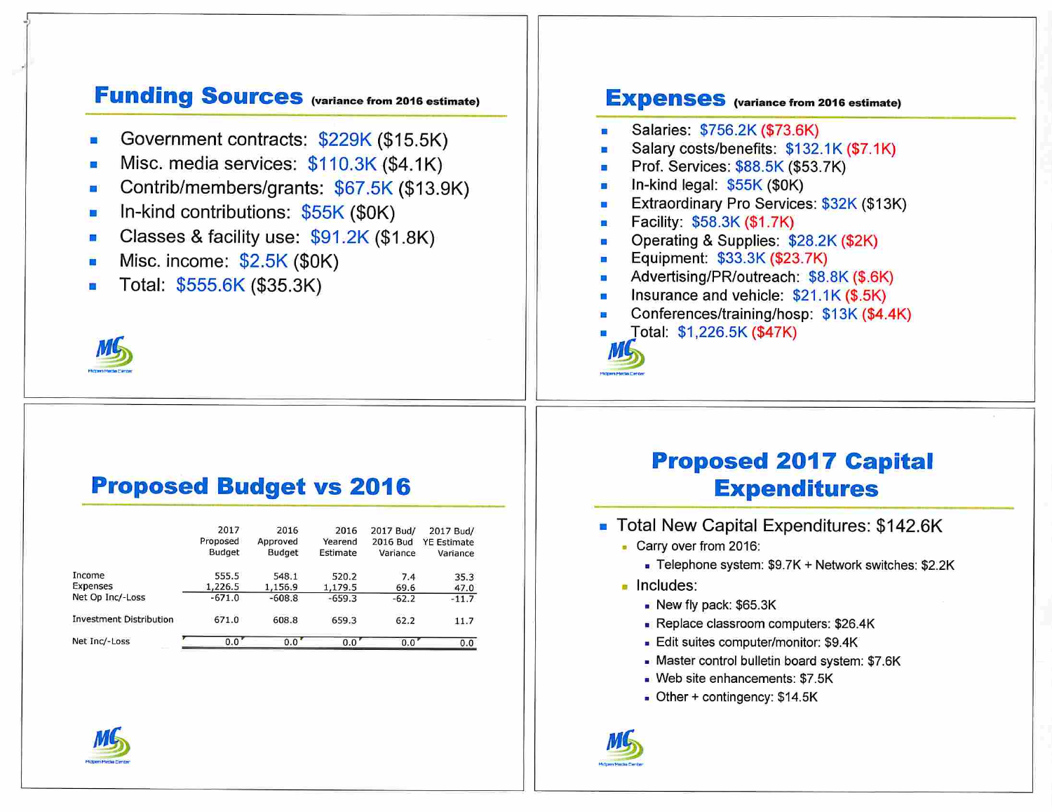## Funding Sources (variance from 2016 estimate)

- Government contracts: $229K ($15.5K)
- Misc. media services: $110.3K ($4.1K)
- Contrib/members/grants: $67.5K ($13.9K)
- In-kind contributions: $55K ($0K)
- Classes & facility use: $91.2K ($1.8K)
- Misc. income: $2.5K ($0K)
- Total: $555.6K ($35.3K)

## Expenses (variance from 2016 estimate)

- Salaries: $756.2K ($73.6K)
- Salary costs/benefits: $132.1K ($7.1K)
- Prof. Services: $88.5K ($53.7K)
- In-kind legal: $55K ($0K)
- Extraordinary Pro Services: $32K ($13K)
- Facility: $58.3K ($1.7K)
- Operating & Supplies: $28.2K ($2K)
- Equipment: $33.3K ($23.7K)
- Advertising/PR/outreach: $8.8K ($.6K)
- Insurance and vehicle: $21.1K ($.5K)
- Conferences/training/hosp: $13K ($4.4K)
- Total: $1,226.5K ($47K)

## Proposed Budget vs 2016

| | 2017 Proposed Budget | 2016 Approved Budget | 2016 Yearend Estimate | 2017 Bud/ 2016 Bud Variance | 2017 Bud/ YE Estimate Variance |
|---|---|---|---|---|---|
| Income | 555.5 | 548.1 | 520.2 | 7.4 | 35.3 |
| Expenses | 1,226.5 | 1,156.9 | 1,179.5 | 69.6 | 47.0 |
| Net Op Inc/-Loss | -671.0 | -608.8 | -659.3 | -62.2 | -11.7 |
| Investment Distribution | 671.0 | 608.8 | 659.3 | 62.2 | 11.7 |
| Net Inc/-Loss | 0.0 | 0.0 | 0.0 | 0.0 | 0.0 |

## Proposed 2017 Capital Expenditures

- Total New Capital Expenditures: $142.6K
  - Carry over from 2016:
    - Telephone system: $9.7K + Network switches: $2.2K
  - Includes:
    - New fly pack: $65.3K
    - Replace classroom computers: $26.4K
    - Edit suites computer/monitor: $9.4K
    - Master control bulletin board system: $7.6K
    - Web site enhancements: $7.5K
    - Other + contingency: $14.5K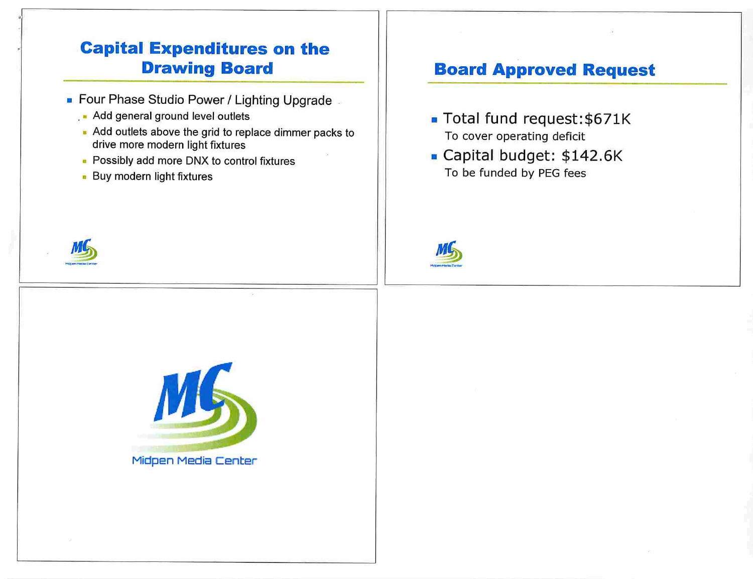## Capital Expenditures on the Drawing Board

- Four Phase Studio Power / Lighting Upgrade
  - Add general ground level outlets
  - Add outlets above the grid to replace dimmer packs to drive more modern light fixtures
  - Possibly add more DNX to control fixtures
  - Buy modern light fixtures

## Board Approved Request

- Total fund request:$671K
  To cover operating deficit
- Capital budget: $142.6K
  To be funded by PEG fees

Midpen Media Center